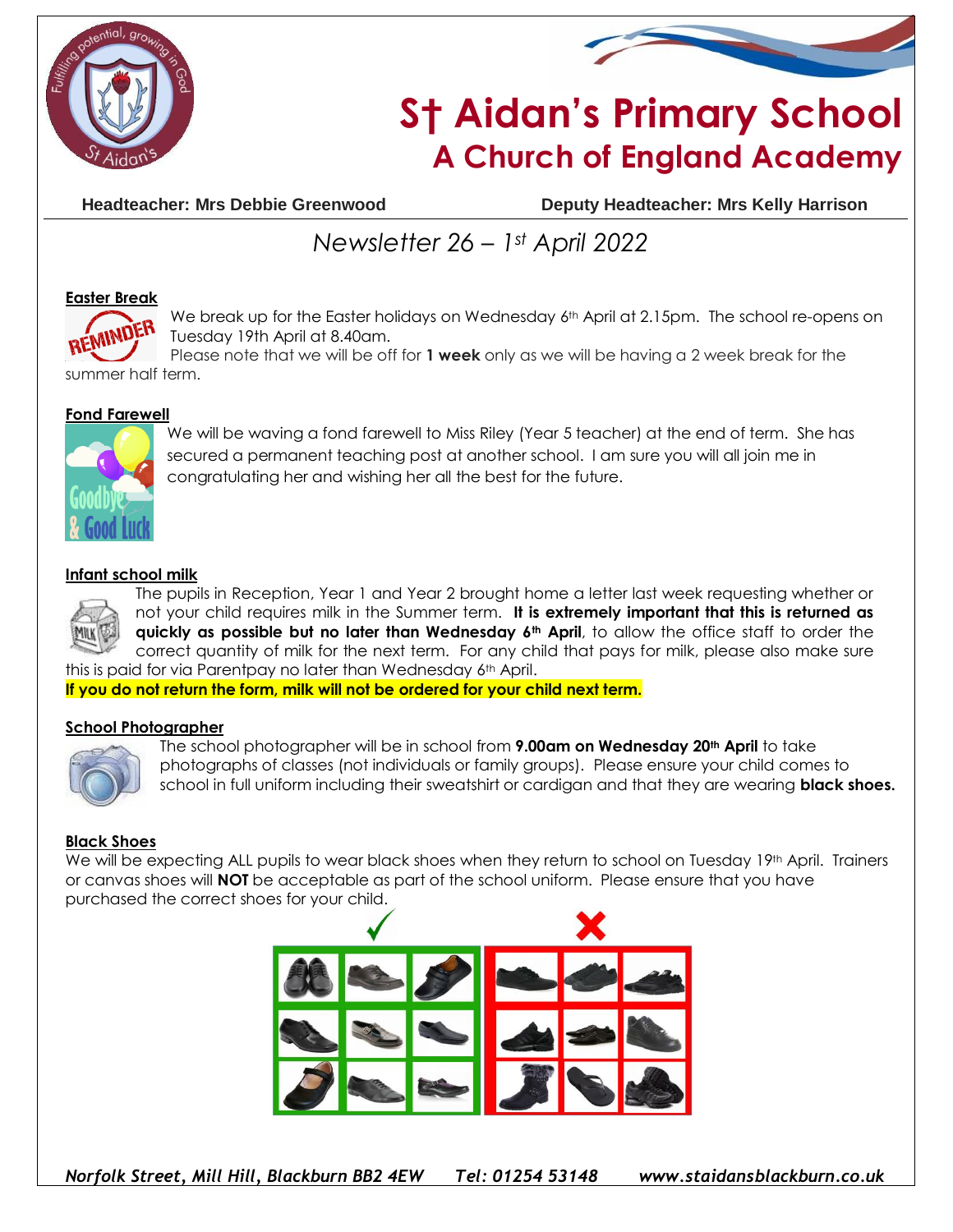# St Aidan's Primary School
## A Church of England Academy

**Headteacher: Mrs Debbie Greenwood** **Deputy Headteacher: Mrs Kelly Harrison**

*Newsletter 26 – 1st April 2022*

### Easter Break

We break up for the Easter holidays on Wednesday 6th April at 2.15pm. The school re-opens on Tuesday 19th April at 8.40am.

Please note that we will be off for **1 week** only as we will be having a 2 week break for the summer half term.

### Fond Farewell

We will be waving a fond farewell to Miss Riley (Year 5 teacher) at the end of term. She has secured a permanent teaching post at another school. I am sure you will all join me in congratulating her and wishing her all the best for the future.

### Infant school milk

The pupils in Reception, Year 1 and Year 2 brought home a letter last week requesting whether or not your child requires milk in the Summer term. **It is extremely important that this is returned as quickly as possible but no later than Wednesday 6th April**, to allow the office staff to order the correct quantity of milk for the next term. For any child that pays for milk, please also make sure this is paid for via Parentpay no later than Wednesday 6th April.

**If you do not return the form, milk will not be ordered for your child next term.**

### School Photographer

The school photographer will be in school from **9.00am on Wednesday 20th April** to take photographs of classes (not individuals or family groups). Please ensure your child comes to school in full uniform including their sweatshirt or cardigan and that they are wearing **black shoes.**

### Black Shoes

We will be expecting ALL pupils to wear black shoes when they return to school on Tuesday 19th April. Trainers or canvas shoes will **NOT** be acceptable as part of the school uniform. Please ensure that you have purchased the correct shoes for your child.

*Norfolk Street, Mill Hill, Blackburn BB2 4EW Tel: 01254 53148 www.staidansblackburn.co.uk*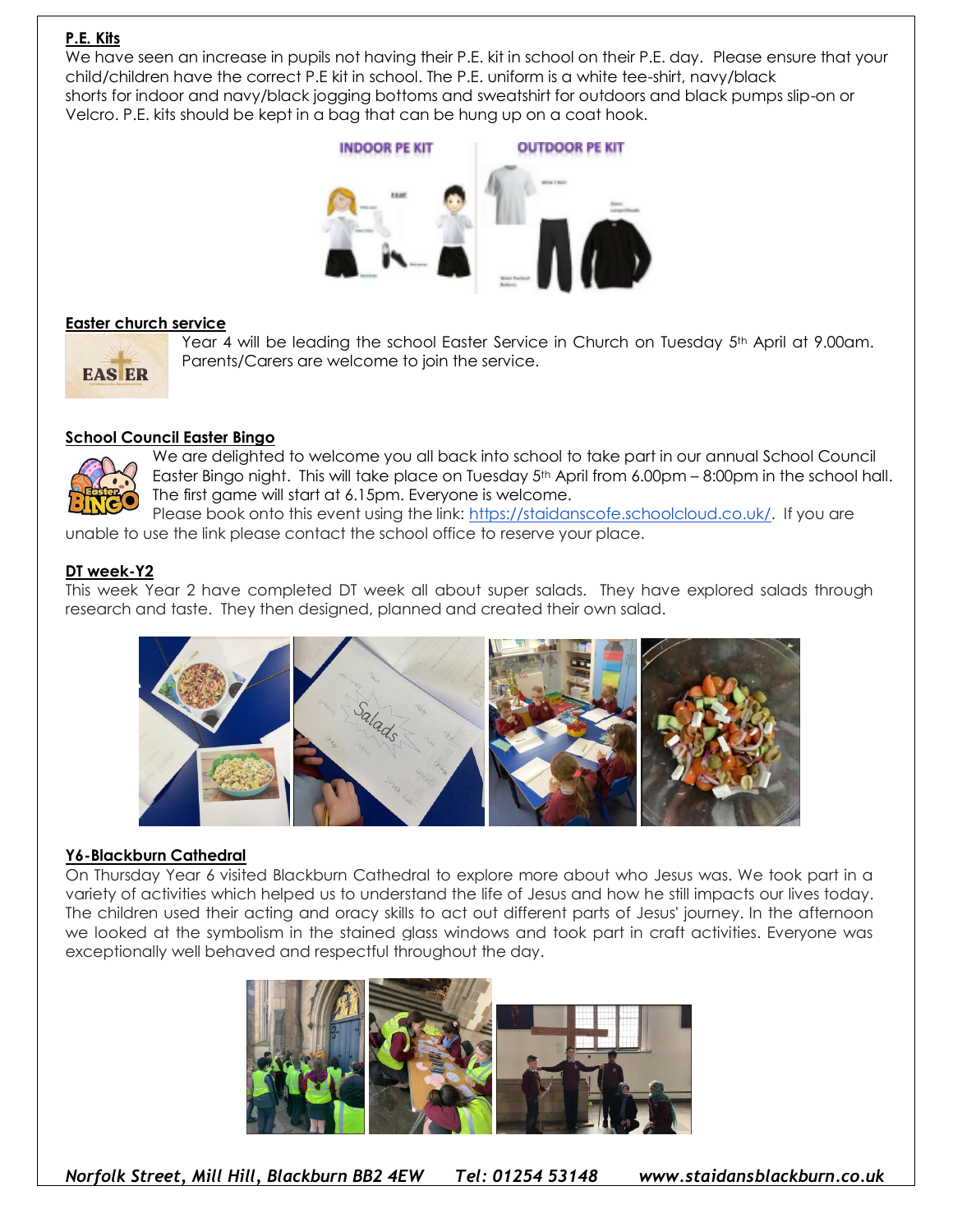**P.E. Kits**

We have seen an increase in pupils not having their P.E. kit in school on their P.E. day. Please ensure that your child/children have the correct P.E kit in school. The P.E. uniform is a white tee-shirt, navy/black shorts for indoor and navy/black jogging bottoms and sweatshirt for outdoors and black pumps slip-on or Velcro. P.E. kits should be kept in a bag that can be hung up on a coat hook.

**Easter church service**

Year 4 will be leading the school Easter Service in Church on Tuesday 5th April at 9.00am. Parents/Carers are welcome to join the service.

**School Council Easter Bingo**

We are delighted to welcome you all back into school to take part in our annual School Council Easter Bingo night. This will take place on Tuesday 5th April from 6.00pm – 8:00pm in the school hall. The first game will start at 6.15pm. Everyone is welcome.

Please book onto this event using the link: https://staidanscofe.schoolcloud.co.uk/. If you are unable to use the link please contact the school office to reserve your place.

**DT week-Y2**

This week Year 2 have completed DT week all about super salads. They have explored salads through research and taste. They then designed, planned and created their own salad.

**Y6-Blackburn Cathedral**

On Thursday Year 6 visited Blackburn Cathedral to explore more about who Jesus was. We took part in a variety of activities which helped us to understand the life of Jesus and how he still impacts our lives today. The children used their acting and oracy skills to act out different parts of Jesus' journey. In the afternoon we looked at the symbolism in the stained glass windows and took part in craft activities. Everyone was exceptionally well behaved and respectful throughout the day.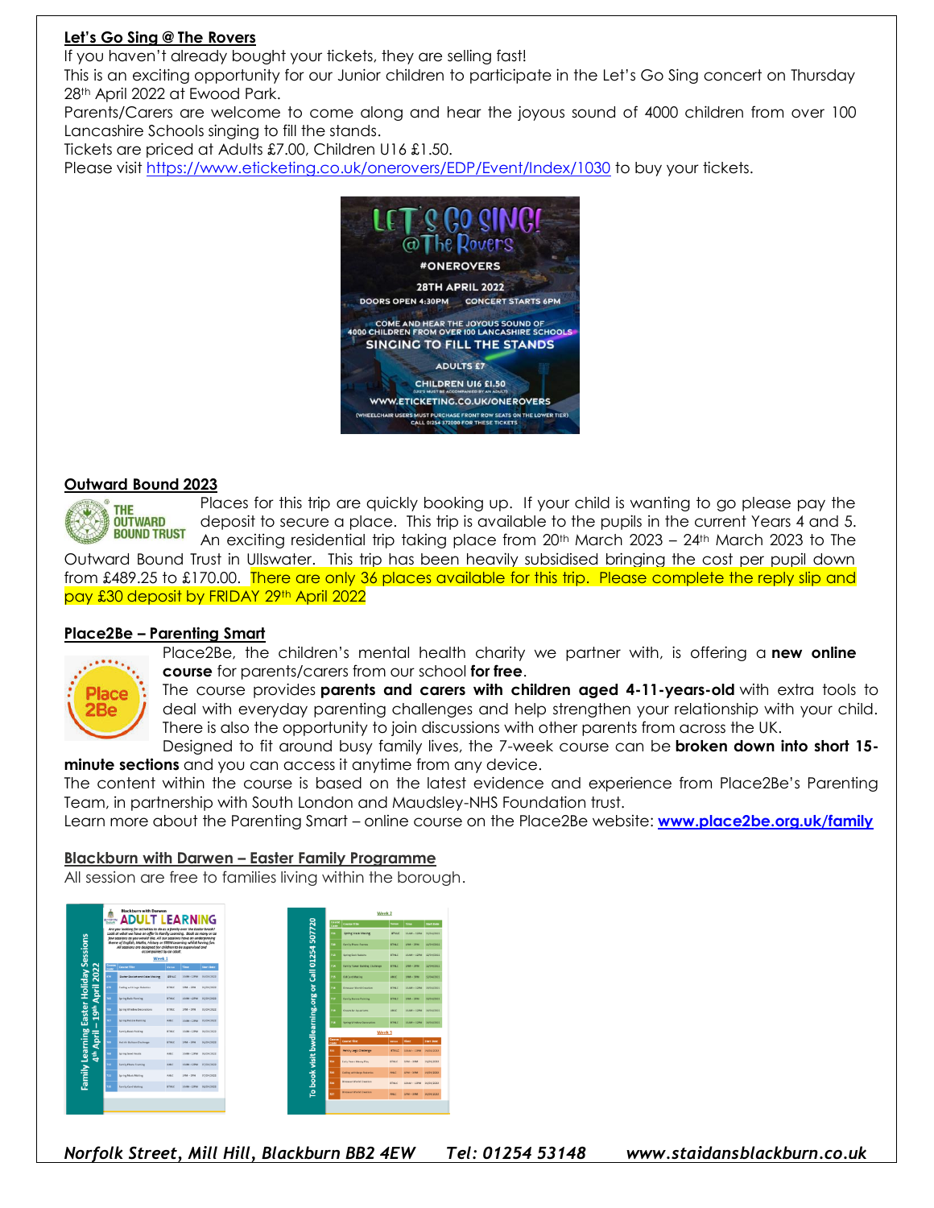**Let's Go Sing @ The Rovers**

If you haven't already bought your tickets, they are selling fast!

This is an exciting opportunity for our Junior children to participate in the Let's Go Sing concert on Thursday 28th April 2022 at Ewood Park.

Parents/Carers are welcome to come along and hear the joyous sound of 4000 children from over 100 Lancashire Schools singing to fill the stands.

Tickets are priced at Adults £7.00, Children U16 £1.50.

Please visit https://www.eticketing.co.uk/onerovers/EDP/Event/Index/1030 to buy your tickets.

**Outward Bound 2023**

Places for this trip are quickly booking up. If your child is wanting to go please pay the deposit to secure a place. This trip is available to the pupils in the current Years 4 and 5. An exciting residential trip taking place from 20th March 2023 – 24th March 2023 to The Outward Bound Trust in Ullswater. This trip has been heavily subsidised bringing the cost per pupil down from £489.25 to £170.00. There are only 36 places available for this trip. Please complete the reply slip and pay £30 deposit by FRIDAY 29th April 2022

**Place2Be – Parenting Smart**

Place2Be, the children's mental health charity we partner with, is offering a **new online course** for parents/carers from our school **for free**.

The course provides **parents and carers with children aged 4-11-years-old** with extra tools to deal with everyday parenting challenges and help strengthen your relationship with your child. There is also the opportunity to join discussions with other parents from across the UK.

Designed to fit around busy family lives, the 7-week course can be **broken down into short 15-minute sections** and you can access it anytime from any device.

The content within the course is based on the latest evidence and experience from Place2Be's Parenting Team, in partnership with South London and Maudsley-NHS Foundation trust.

Learn more about the Parenting Smart – online course on the Place2Be website: **www.place2be.org.uk/family**

**Blackburn with Darwen – Easter Family Programme**

All session are free to families living within the borough.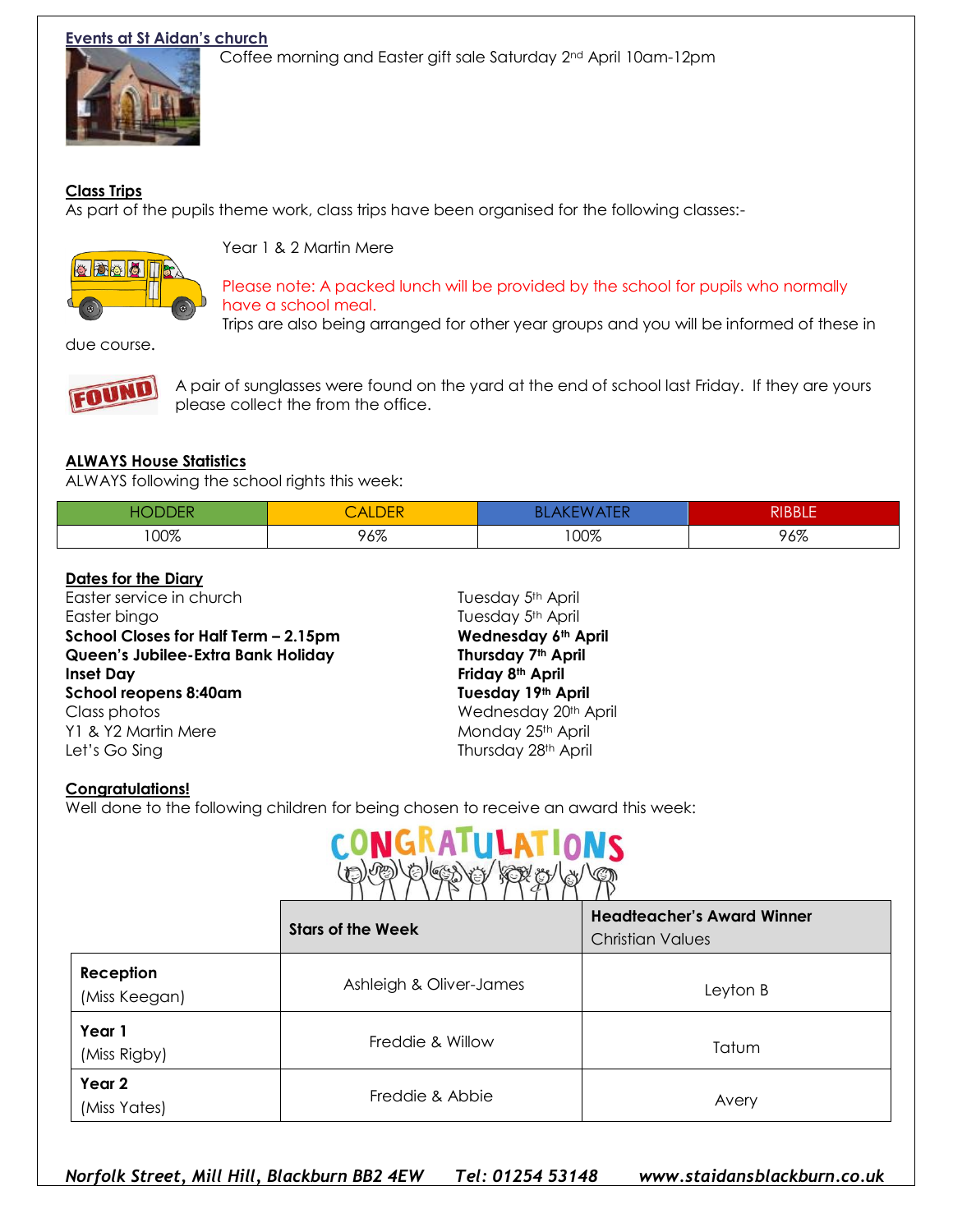## Events at St Aidan's church

Coffee morning and Easter gift sale Saturday 2nd April 10am-12pm

## Class Trips

As part of the pupils theme work, class trips have been organised for the following classes:-

Year 1 & 2 Martin Mere

Please note: A packed lunch will be provided by the school for pupils who normally have a school meal.

Trips are also being arranged for other year groups and you will be informed of these in due course.

A pair of sunglasses were found on the yard at the end of school last Friday. If they are yours please collect the from the office.

## ALWAYS House Statistics

ALWAYS following the school rights this week:

| HODDER | CALDER | BLAKEWATER | RIBBLE |
|---|---|---|---|
| 100% | 96% | 100% | 96% |

## Dates for the Diary

| | |
|---|---|
| Easter service in church | Tuesday 5th April |
| Easter bingo | Tuesday 5th April |
| **School Closes for Half Term – 2.15pm** | **Wednesday 6th April** |
| **Queen's Jubilee-Extra Bank Holiday** | **Thursday 7th April** |
| **Inset Day** | **Friday 8th April** |
| **School reopens 8:40am** | **Tuesday 19th April** |
| Class photos | Wednesday 20th April |
| Y1 & Y2 Martin Mere | Monday 25th April |
| Let's Go Sing | Thursday 28th April |

## Congratulations!

Well done to the following children for being chosen to receive an award this week:

| | **Stars of the Week** | **Headteacher's Award Winner** Christian Values |
|---|---|---|
| **Reception** (Miss Keegan) | Ashleigh & Oliver-James | Leyton B |
| **Year 1** (Miss Rigby) | Freddie & Willow | Tatum |
| **Year 2** (Miss Yates) | Freddie & Abbie | Avery |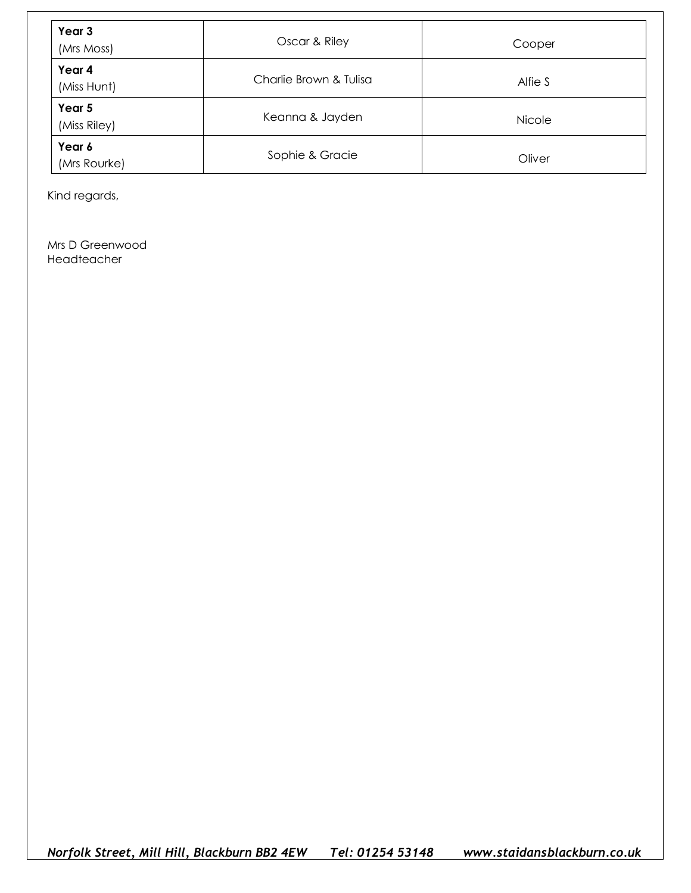| | | |
|---|---|---|
| **Year 3** (Mrs Moss) | Oscar & Riley | Cooper |
| **Year 4** (Miss Hunt) | Charlie Brown & Tulisa | Alfie S |
| **Year 5** (Miss Riley) | Keanna & Jayden | Nicole |
| **Year 6** (Mrs Rourke) | Sophie & Gracie | Oliver |

Kind regards,

Mrs D Greenwood
Headteacher

*Norfolk Street, Mill Hill, Blackburn BB2 4EW Tel: 01254 53148 www.staidansblackburn.co.uk*